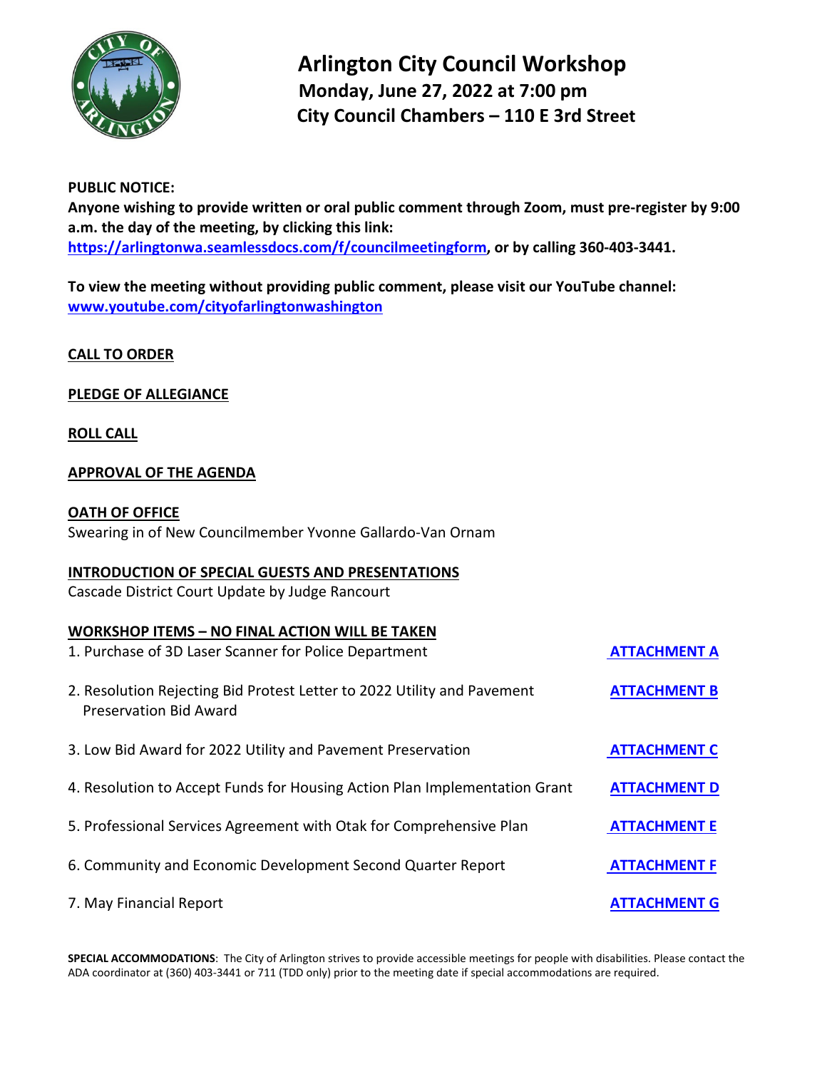# Arlington City Council Workshop

**Monday, June 27, 2022 at 7:00 pm**

**City Council Chambers – 110 E 3rd Street**

**PUBLIC NOTICE:**
**Anyone wishing to provide written or oral public comment through Zoom, must pre-register by 9:00 a.m. the day of the meeting, by clicking this link: https://arlingtonwa.seamlessdocs.com/f/councilmeetingform, or by calling 360-403-3441.**

**To view the meeting without providing public comment, please visit our YouTube channel: www.youtube.com/cityofarlingtonwashington**

**CALL TO ORDER**

**PLEDGE OF ALLEGIANCE**

**ROLL CALL**

**APPROVAL OF THE AGENDA**

**OATH OF OFFICE**
Swearing in of New Councilmember Yvonne Gallardo-Van Ornam

**INTRODUCTION OF SPECIAL GUESTS AND PRESENTATIONS**
Cascade District Court Update by Judge Rancourt

**WORKSHOP ITEMS – NO FINAL ACTION WILL BE TAKEN**

1. Purchase of 3D Laser Scanner for Police Department — **ATTACHMENT A**
2. Resolution Rejecting Bid Protest Letter to 2022 Utility and Pavement Preservation Bid Award — **ATTACHMENT B**
3. Low Bid Award for 2022 Utility and Pavement Preservation — **ATTACHMENT C**
4. Resolution to Accept Funds for Housing Action Plan Implementation Grant — **ATTACHMENT D**
5. Professional Services Agreement with Otak for Comprehensive Plan — **ATTACHMENT E**
6. Community and Economic Development Second Quarter Report — **ATTACHMENT F**
7. May Financial Report — **ATTACHMENT G**

**SPECIAL ACCOMMODATIONS**: The City of Arlington strives to provide accessible meetings for people with disabilities. Please contact the ADA coordinator at (360) 403-3441 or 711 (TDD only) prior to the meeting date if special accommodations are required.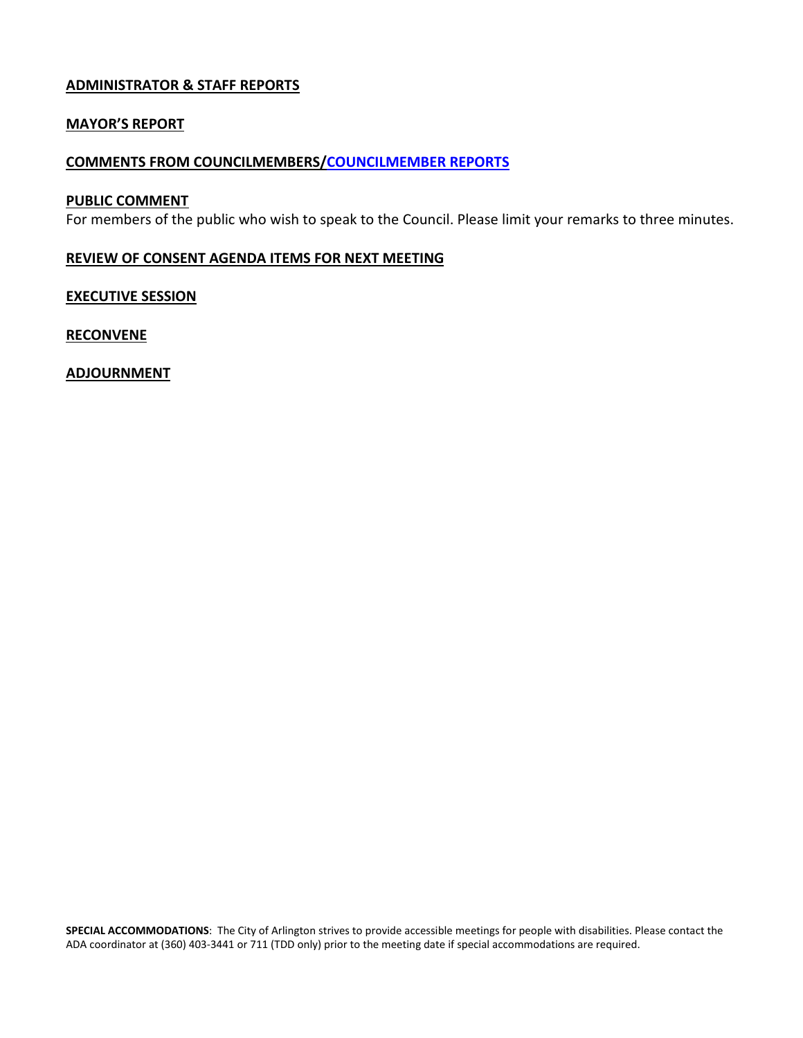**ADMINISTRATOR & STAFF REPORTS**

**MAYOR'S REPORT**

**COMMENTS FROM COUNCILMEMBERS/COUNCILMEMBER REPORTS**

**PUBLIC COMMENT**

For members of the public who wish to speak to the Council. Please limit your remarks to three minutes.

**REVIEW OF CONSENT AGENDA ITEMS FOR NEXT MEETING**

**EXECUTIVE SESSION**

**RECONVENE**

**ADJOURNMENT**

**SPECIAL ACCOMMODATIONS**: The City of Arlington strives to provide accessible meetings for people with disabilities. Please contact the ADA coordinator at (360) 403-3441 or 711 (TDD only) prior to the meeting date if special accommodations are required.